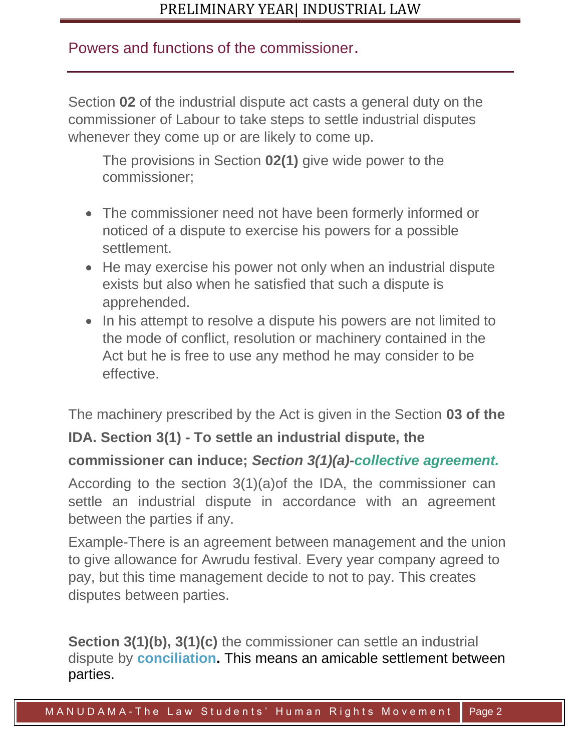## Powers and functions of the commissioner.

Section **02** of the industrial dispute act casts a general duty on the commissioner of Labour to take steps to settle industrial disputes whenever they come up or are likely to come up.

The provisions in Section **02(1)** give wide power to the commissioner;

- The commissioner need not have been formerly informed or noticed of a dispute to exercise his powers for a possible settlement.
- He may exercise his power not only when an industrial dispute exists but also when he satisfied that such a dispute is apprehended.
- In his attempt to resolve a dispute his powers are not limited to the mode of conflict, resolution or machinery contained in the Act but he is free to use any method he may consider to be effective.

The machinery prescribed by the Act is given in the Section **03 of the IDA. Section 3(1) - To settle an industrial dispute, the commissioner can induce;** ***Section 3(1)(a)-collective agreement.***

According to the section 3(1)(a)of the IDA, the commissioner can settle an industrial dispute in accordance with an agreement between the parties if any.

Example-There is an agreement between management and the union to give allowance for Awrudu festival. Every year company agreed to pay, but this time management decide to not to pay. This creates disputes between parties.

**Section 3(1)(b), 3(1)(c)** the commissioner can settle an industrial dispute by **conciliation.** This means an amicable settlement between parties.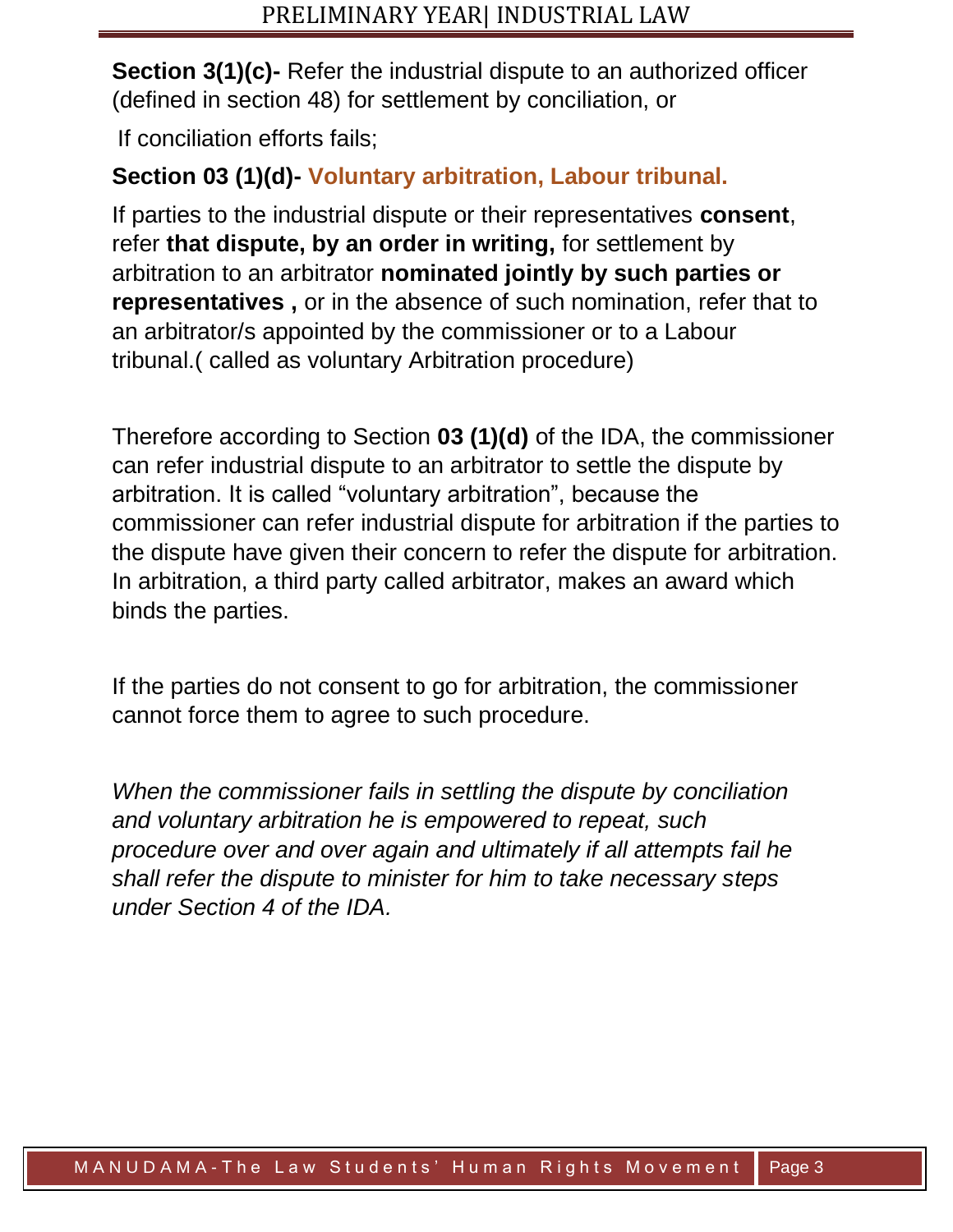**Section 3(1)(c)-** Refer the industrial dispute to an authorized officer (defined in section 48) for settlement by conciliation, or

If conciliation efforts fails;

**Section 03 (1)(d)- Voluntary arbitration, Labour tribunal.**

If parties to the industrial dispute or their representatives **consent**, refer **that dispute, by an order in writing,** for settlement by arbitration to an arbitrator **nominated jointly by such parties or representatives ,** or in the absence of such nomination, refer that to an arbitrator/s appointed by the commissioner or to a Labour tribunal.( called as voluntary Arbitration procedure)

Therefore according to Section **03 (1)(d)** of the IDA, the commissioner can refer industrial dispute to an arbitrator to settle the dispute by arbitration. It is called "voluntary arbitration", because the commissioner can refer industrial dispute for arbitration if the parties to the dispute have given their concern to refer the dispute for arbitration. In arbitration, a third party called arbitrator, makes an award which binds the parties.

If the parties do not consent to go for arbitration, the commissioner cannot force them to agree to such procedure.

*When the commissioner fails in settling the dispute by conciliation and voluntary arbitration he is empowered to repeat, such procedure over and over again and ultimately if all attempts fail he shall refer the dispute to minister for him to take necessary steps under Section 4 of the IDA.*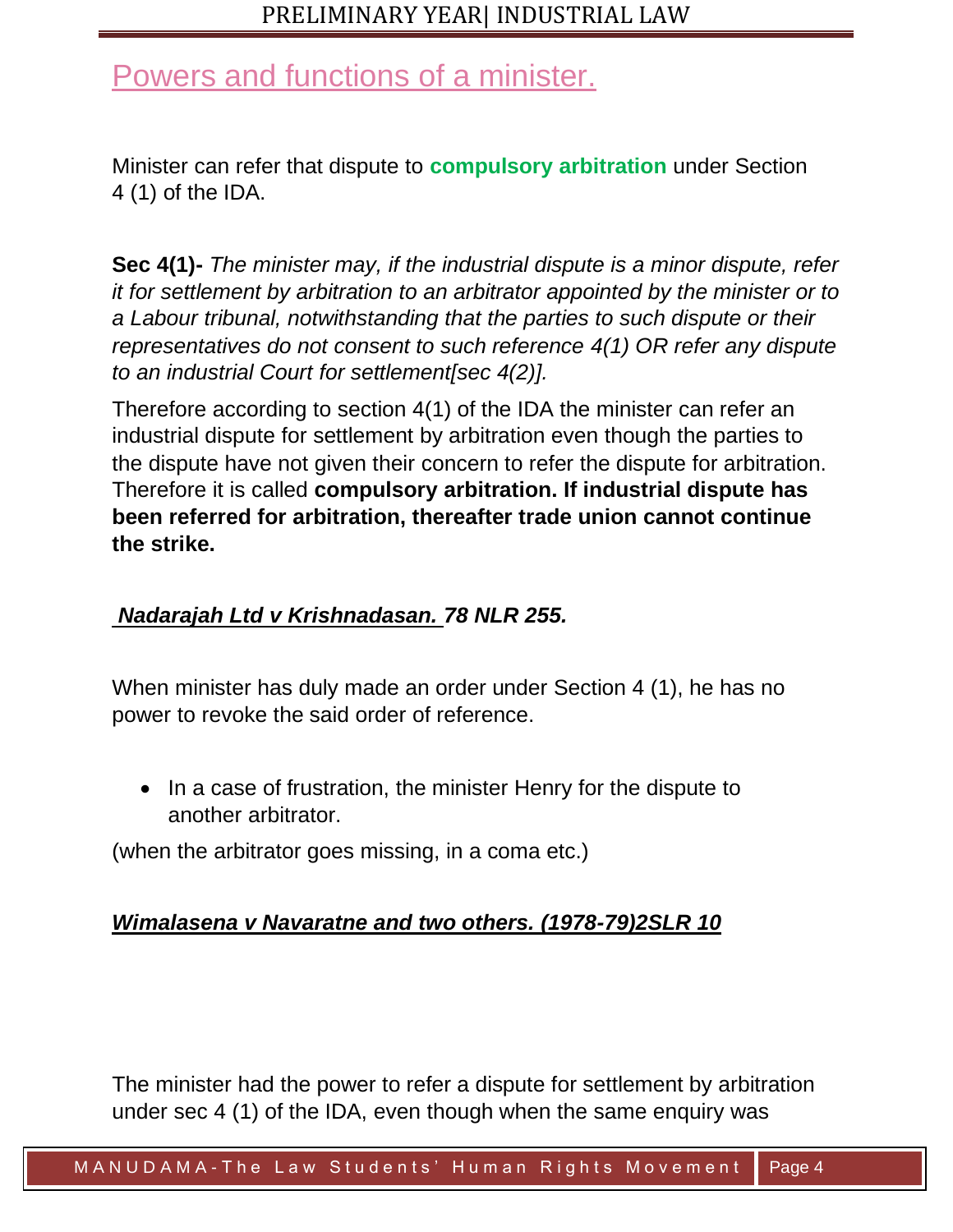## Powers and functions of a minister.

Minister can refer that dispute to **compulsory arbitration** under Section 4 (1) of the IDA.

**Sec 4(1)-** *The minister may, if the industrial dispute is a minor dispute, refer it for settlement by arbitration to an arbitrator appointed by the minister or to a Labour tribunal, notwithstanding that the parties to such dispute or their representatives do not consent to such reference 4(1) OR refer any dispute to an industrial Court for settlement[sec 4(2)].*

Therefore according to section 4(1) of the IDA the minister can refer an industrial dispute for settlement by arbitration even though the parties to the dispute have not given their concern to refer the dispute for arbitration. Therefore it is called **compulsory arbitration. If industrial dispute has been referred for arbitration, thereafter trade union cannot continue the strike.**

***Nadarajah Ltd v Krishnadasan. 78 NLR 255.***

When minister has duly made an order under Section 4 (1), he has no power to revoke the said order of reference.

- In a case of frustration, the minister Henry for the dispute to another arbitrator.

(when the arbitrator goes missing, in a coma etc.)

***Wimalasena v Navaratne and two others. (1978-79)2SLR 10***

The minister had the power to refer a dispute for settlement by arbitration under sec 4 (1) of the IDA, even though when the same enquiry was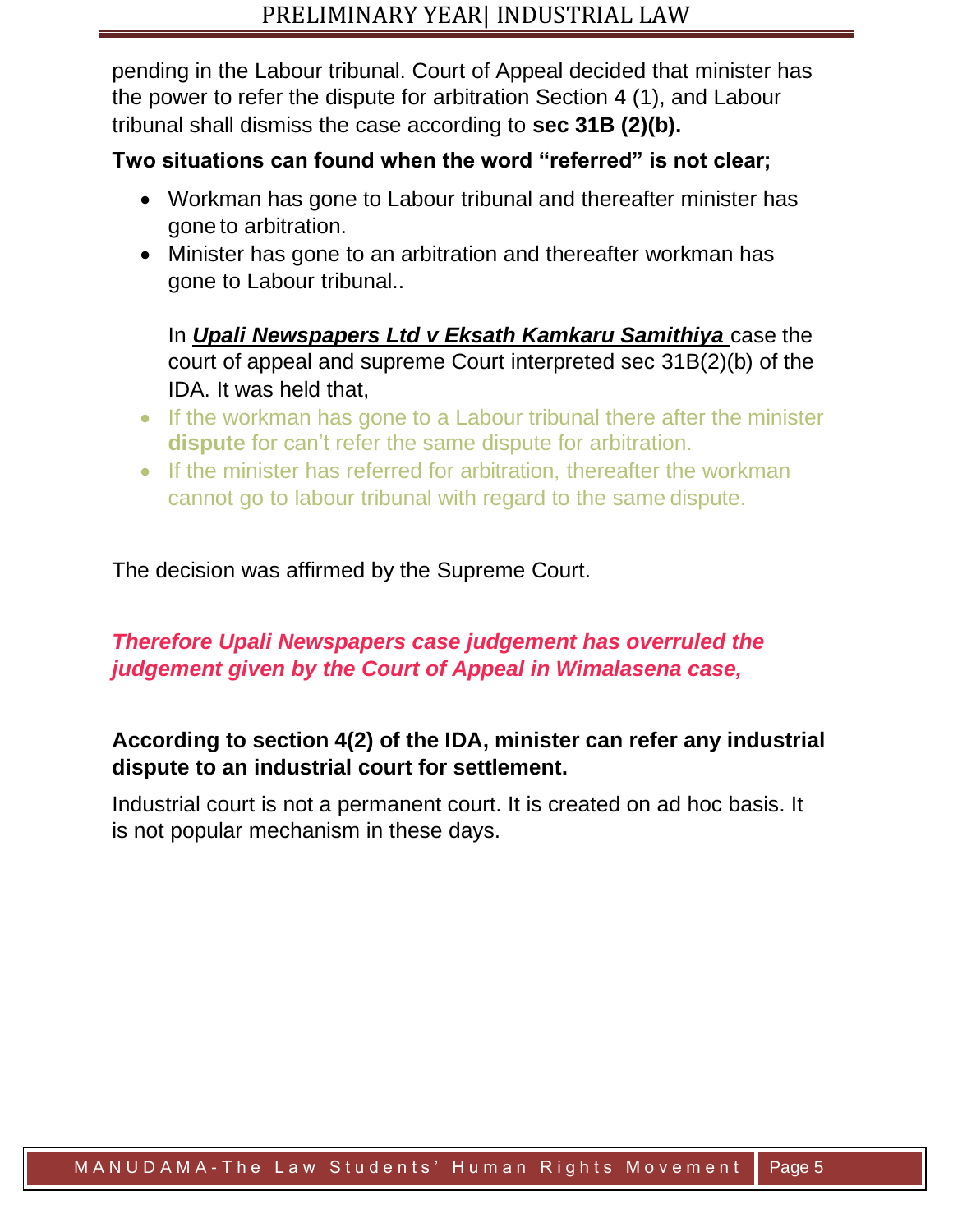pending in the Labour tribunal. Court of Appeal decided that minister has the power to refer the dispute for arbitration Section 4 (1), and Labour tribunal shall dismiss the case according to **sec 31B (2)(b).**

**Two situations can found when the word "referred" is not clear;**

- Workman has gone to Labour tribunal and thereafter minister has gone to arbitration.
- Minister has gone to an arbitration and thereafter workman has gone to Labour tribunal..

  In ***Upali Newspapers Ltd v Eksath Kamkaru Samithiya*** case the court of appeal and supreme Court interpreted sec 31B(2)(b) of the IDA. It was held that,

- If the workman has gone to a Labour tribunal there after the minister **dispute** for can't refer the same dispute for arbitration.
- If the minister has referred for arbitration, thereafter the workman cannot go to labour tribunal with regard to the same dispute.

The decision was affirmed by the Supreme Court.

***Therefore Upali Newspapers case judgement has overruled the judgement given by the Court of Appeal in Wimalasena case,***

**According to section 4(2) of the IDA, minister can refer any industrial dispute to an industrial court for settlement.**

Industrial court is not a permanent court. It is created on ad hoc basis. It is not popular mechanism in these days.